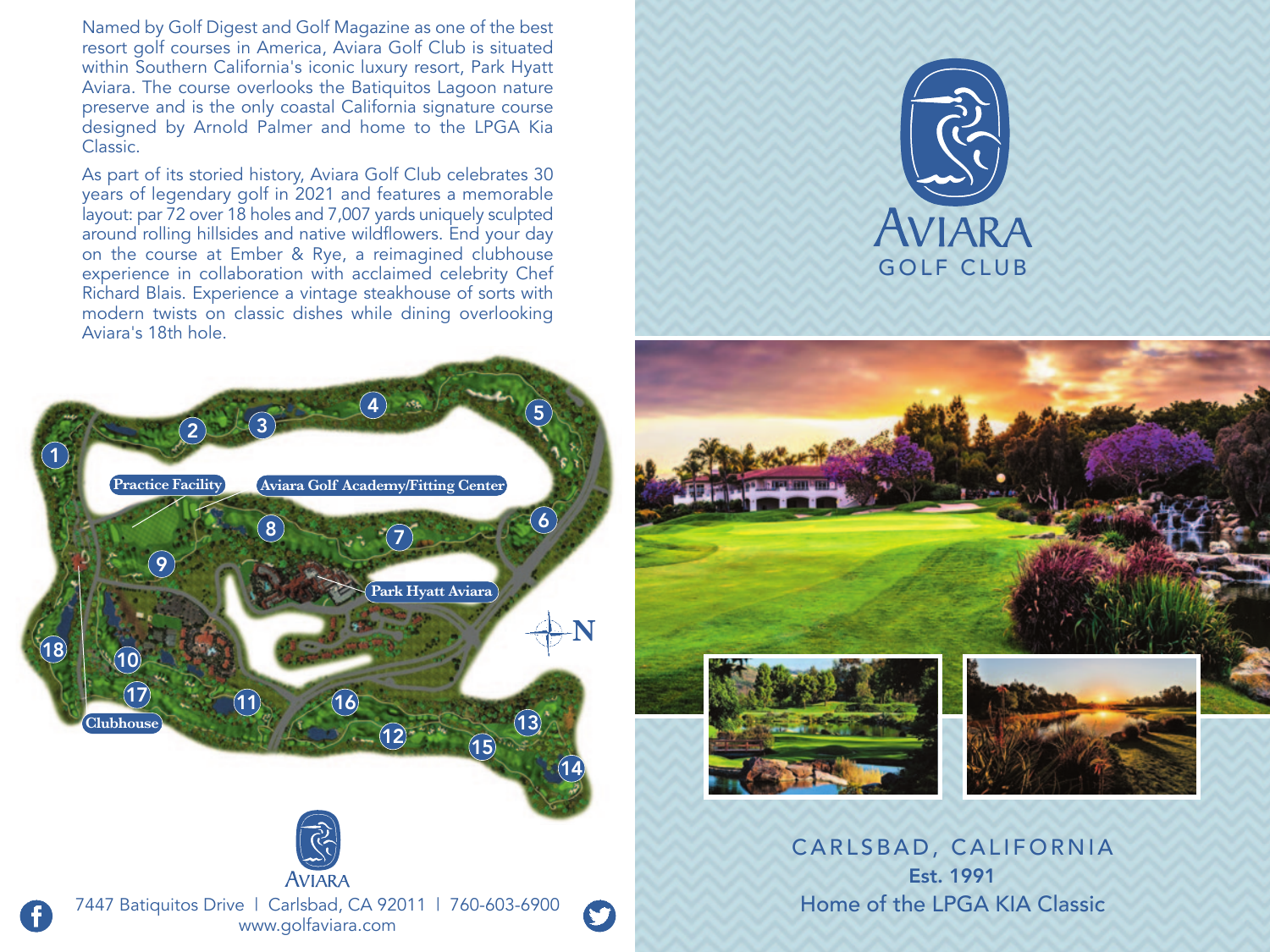Named by Golf Digest and Golf Magazine as one of the best resort golf courses in America, Aviara Golf Club is situated within Southern California's iconic luxury resort, Park Hyatt Aviara. The course overlooks the Batiquitos Lagoon nature preserve and is the only coastal California signature course designed by Arnold Palmer and home to the LPGA Kia Classic.

As part of its storied history, Aviara Golf Club celebrates 30 years of legendary golf in 2021 and features a memorable layout: par 72 over 18 holes and 7,007 yards uniquely sculpted around rolling hillsides and native wildflowers. End your day on the course at Ember & Rye, a reimagined clubhouse experience in collaboration with acclaimed celebrity Chef Richard Blais. Experience a vintage steakhouse of sorts with modern twists on classic dishes while dining overlooking Aviara's 18th hole.

1 2 3 4 5 6 7 8 9 10 11 12 13 14 15 16 17 18

Practice Facility

Aviara Golf Academy/Fitting Center

Park Hyatt Aviara

Clubhouse

N

AVIARA

7447 Batiquitos Drive | Carlsbad, CA 92011 | 760-603-6900
www.golfaviara.com

# AVIARA
## GOLF CLUB

CARLSBAD, CALIFORNIA

**Est. 1991**

Home of the LPGA KIA Classic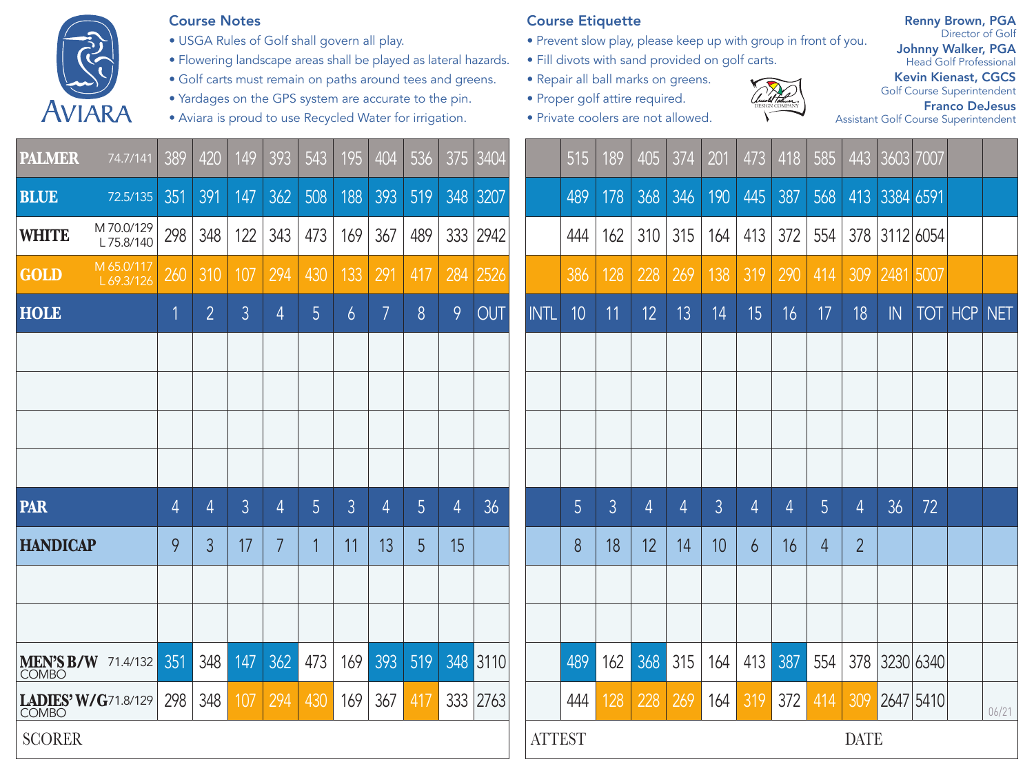AVIARA

## Course Notes

- USGA Rules of Golf shall govern all play.
- Flowering landscape areas shall be played as lateral hazards.
- Golf carts must remain on paths around tees and greens.
- Yardages on the GPS system are accurate to the pin.
- Aviara is proud to use Recycled Water for irrigation.

## Course Etiquette

- Prevent slow play, please keep up with group in front of you.
- Fill divots with sand provided on golf carts.
- Repair all ball marks on greens.
- Proper golf attire required.
- Private coolers are not allowed.

Arnold Palmer DESIGN COMPANY

**Renny Brown, PGA**
Director of Golf

**Johnny Walker, PGA**
Head Golf Professional

**Kevin Kienast, CGCS**
Golf Course Superintendent

**Franco DeJesus**
Assistant Golf Course Superintendent

| | | | | | | | | | | | | | | | | | | | | | | | | | |
|---|---|---|---|---|---|---|---|---|---|---|---|---|---|---|---|---|---|---|---|---|---|---|---|---|---|
| PALMER | 74.7/141 | 389 | 420 | 149 | 393 | 543 | 195 | 404 | 536 | 375 | 3404 | | 515 | 189 | 405 | 374 | 201 | 473 | 418 | 585 | 443 | 3603 | 7007 | | |
| BLUE | 72.5/135 | 351 | 391 | 147 | 362 | 508 | 188 | 393 | 519 | 348 | 3207 | | 489 | 178 | 368 | 346 | 190 | 445 | 387 | 568 | 413 | 3384 | 6591 | | |
| WHITE | M 70.0/129 L 75.8/140 | 298 | 348 | 122 | 343 | 473 | 169 | 367 | 489 | 333 | 2942 | | 444 | 162 | 310 | 315 | 164 | 413 | 372 | 554 | 378 | 3112 | 6054 | | |
| GOLD | M 65.0/117 L 69.3/126 | 260 | 310 | 107 | 294 | 430 | 133 | 291 | 417 | 284 | 2526 | | 386 | 128 | 228 | 269 | 138 | 319 | 290 | 414 | 309 | 2481 | 5007 | | |
| HOLE | | 1 | 2 | 3 | 4 | 5 | 6 | 7 | 8 | 9 | OUT | INTL | 10 | 11 | 12 | 13 | 14 | 15 | 16 | 17 | 18 | IN | TOT | HCP | NET |
| | | | | | | | | | | | | | | | | | | | | | | | | | |
| | | | | | | | | | | | | | | | | | | | | | | | | | |
| | | | | | | | | | | | | | | | | | | | | | | | | | |
| | | | | | | | | | | | | | | | | | | | | | | | | | |
| PAR | | 4 | 4 | 3 | 4 | 5 | 3 | 4 | 5 | 4 | 36 | | 5 | 3 | 4 | 4 | 3 | 4 | 4 | 5 | 4 | 36 | 72 | | |
| HANDICAP | | 9 | 3 | 17 | 7 | 1 | 11 | 13 | 5 | 15 | | | 8 | 18 | 12 | 14 | 10 | 6 | 16 | 4 | 2 | | | | |
| | | | | | | | | | | | | | | | | | | | | | | | | | |
| | | | | | | | | | | | | | | | | | | | | | | | | | |
| MEN'S B/W COMBO | 71.4/132 | 351 | 348 | 147 | 362 | 473 | 169 | 393 | 519 | 348 | 3110 | | 489 | 162 | 368 | 315 | 164 | 413 | 387 | 554 | 378 | 3230 | 6340 | | |
| LADIES' W/G COMBO | 71.8/129 | 298 | 348 | 107 | 294 | 430 | 169 | 367 | 417 | 333 | 2763 | | 444 | 128 | 228 | 269 | 164 | 319 | 372 | 414 | 309 | 2647 | 5410 | | |

SCORER

ATTEST

DATE

06/21